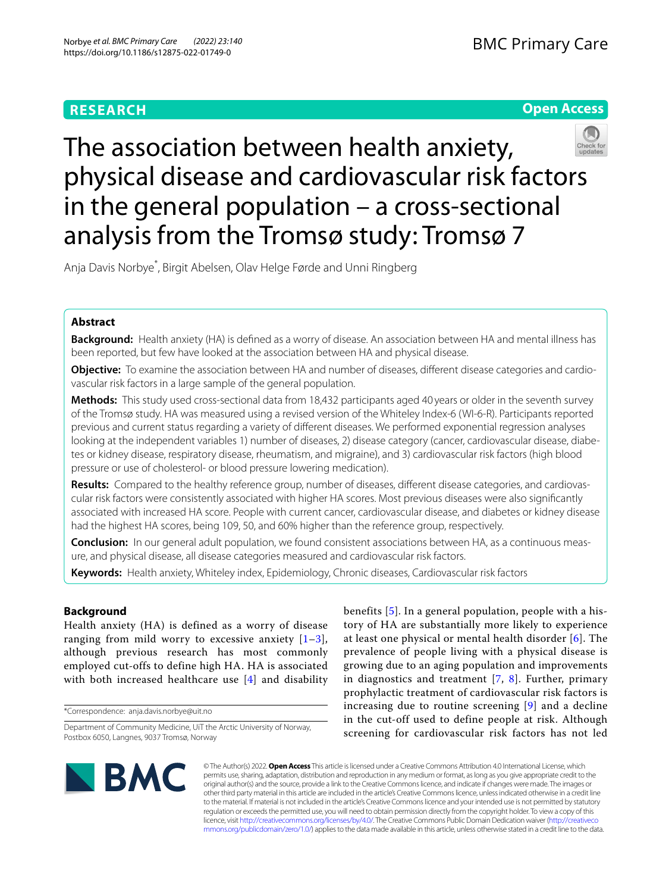RESEARCH

Open Access

# The association between health anxiety, physical disease and cardiovascular risk factors in the general population – a cross-sectional analysis from the Tromsø study: Tromsø 7

Anja Davis Norbye*, Birgit Abelsen, Olav Helge Førde and Unni Ringberg

## Abstract

**Background:** Health anxiety (HA) is defined as a worry of disease. An association between HA and mental illness has been reported, but few have looked at the association between HA and physical disease.

**Objective:** To examine the association between HA and number of diseases, different disease categories and cardiovascular risk factors in a large sample of the general population.

**Methods:** This study used cross-sectional data from 18,432 participants aged 40 years or older in the seventh survey of the Tromsø study. HA was measured using a revised version of the Whiteley Index-6 (WI-6-R). Participants reported previous and current status regarding a variety of different diseases. We performed exponential regression analyses looking at the independent variables 1) number of diseases, 2) disease category (cancer, cardiovascular disease, diabetes or kidney disease, respiratory disease, rheumatism, and migraine), and 3) cardiovascular risk factors (high blood pressure or use of cholesterol- or blood pressure lowering medication).

**Results:** Compared to the healthy reference group, number of diseases, different disease categories, and cardiovascular risk factors were consistently associated with higher HA scores. Most previous diseases were also significantly associated with increased HA score. People with current cancer, cardiovascular disease, and diabetes or kidney disease had the highest HA scores, being 109, 50, and 60% higher than the reference group, respectively.

**Conclusion:** In our general adult population, we found consistent associations between HA, as a continuous measure, and physical disease, all disease categories measured and cardiovascular risk factors.

**Keywords:** Health anxiety, Whiteley index, Epidemiology, Chronic diseases, Cardiovascular risk factors

## Background

Health anxiety (HA) is defined as a worry of disease ranging from mild worry to excessive anxiety [1–3], although previous research has most commonly employed cut-offs to define high HA. HA is associated with both increased healthcare use [4] and disability benefits [5]. In a general population, people with a history of HA are substantially more likely to experience at least one physical or mental health disorder [6]. The prevalence of people living with a physical disease is growing due to an aging population and improvements in diagnostics and treatment [7, 8]. Further, primary prophylactic treatment of cardiovascular risk factors is increasing due to routine screening [9] and a decline in the cut-off used to define people at risk. Although screening for cardiovascular risk factors has not led

*Correspondence: anja.davis.norbye@uit.no

Department of Community Medicine, UiT the Arctic University of Norway, Postbox 6050, Langnes, 9037 Tromsø, Norway

© The Author(s) 2022. **Open Access** This article is licensed under a Creative Commons Attribution 4.0 International License, which permits use, sharing, adaptation, distribution and reproduction in any medium or format, as long as you give appropriate credit to the original author(s) and the source, provide a link to the Creative Commons licence, and indicate if changes were made. The images or other third party material in this article are included in the article's Creative Commons licence, unless indicated otherwise in a credit line to the material. If material is not included in the article's Creative Commons licence and your intended use is not permitted by statutory regulation or exceeds the permitted use, you will need to obtain permission directly from the copyright holder. To view a copy of this licence, visit http://creativecommons.org/licenses/by/4.0/. The Creative Commons Public Domain Dedication waiver (http://creativecommons.org/publicdomain/zero/1.0/) applies to the data made available in this article, unless otherwise stated in a credit line to the data.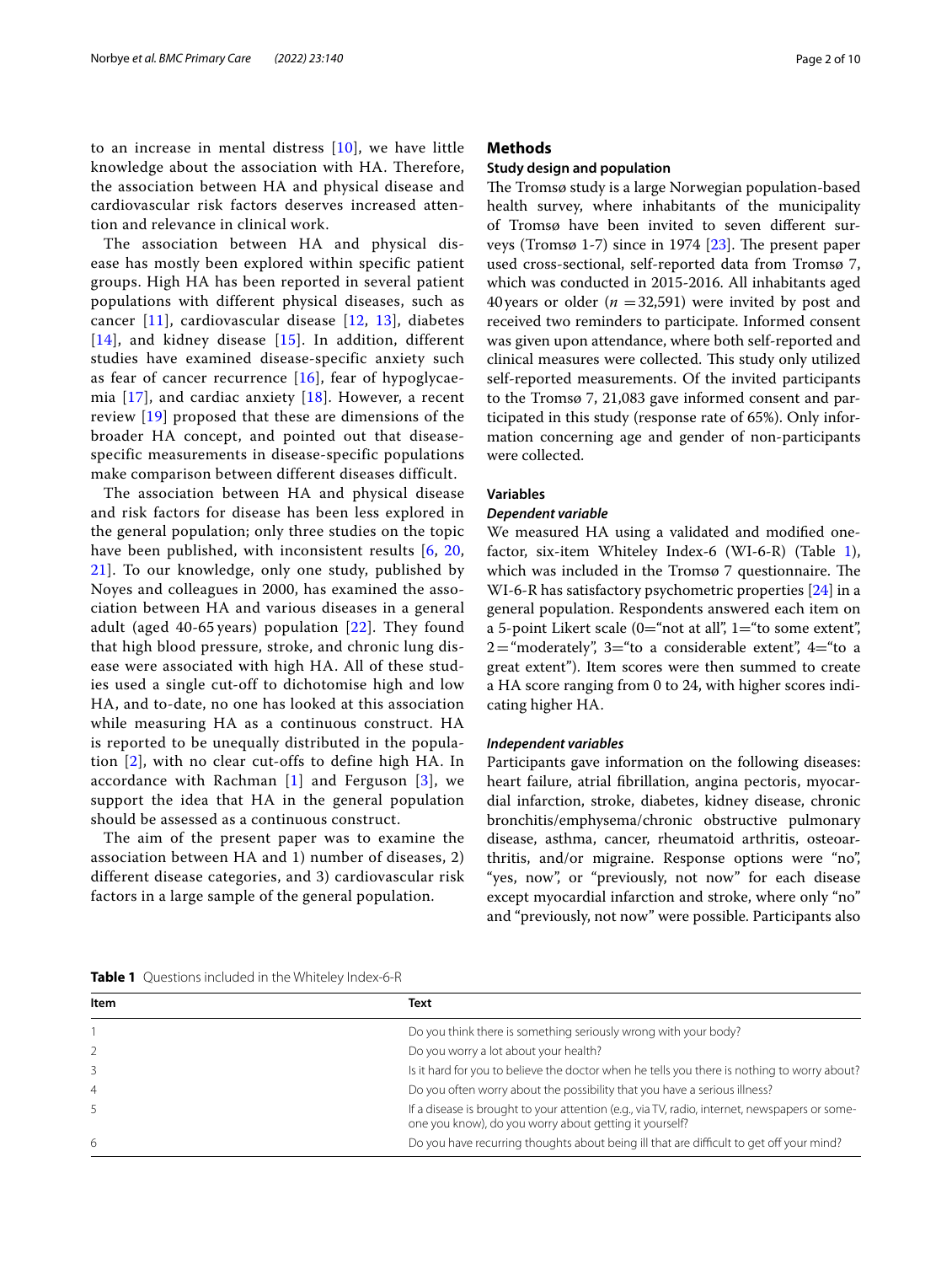to an increase in mental distress [10], we have little knowledge about the association with HA. Therefore, the association between HA and physical disease and cardiovascular risk factors deserves increased attention and relevance in clinical work.

The association between HA and physical disease has mostly been explored within specific patient groups. High HA has been reported in several patient populations with different physical diseases, such as cancer [11], cardiovascular disease [12, 13], diabetes [14], and kidney disease [15]. In addition, different studies have examined disease-specific anxiety such as fear of cancer recurrence [16], fear of hypoglycaemia [17], and cardiac anxiety [18]. However, a recent review [19] proposed that these are dimensions of the broader HA concept, and pointed out that disease-specific measurements in disease-specific populations make comparison between different diseases difficult.

The association between HA and physical disease and risk factors for disease has been less explored in the general population; only three studies on the topic have been published, with inconsistent results [6, 20, 21]. To our knowledge, only one study, published by Noyes and colleagues in 2000, has examined the association between HA and various diseases in a general adult (aged 40-65 years) population [22]. They found that high blood pressure, stroke, and chronic lung disease were associated with high HA. All of these studies used a single cut-off to dichotomise high and low HA, and to-date, no one has looked at this association while measuring HA as a continuous construct. HA is reported to be unequally distributed in the population [2], with no clear cut-offs to define high HA. In accordance with Rachman [1] and Ferguson [3], we support the idea that HA in the general population should be assessed as a continuous construct.

The aim of the present paper was to examine the association between HA and 1) number of diseases, 2) different disease categories, and 3) cardiovascular risk factors in a large sample of the general population.

## Methods

### Study design and population

The Tromsø study is a large Norwegian population-based health survey, where inhabitants of the municipality of Tromsø have been invited to seven different surveys (Tromsø 1-7) since in 1974 [23]. The present paper used cross-sectional, self-reported data from Tromsø 7, which was conducted in 2015-2016. All inhabitants aged 40 years or older ($n$ = 32,591) were invited by post and received two reminders to participate. Informed consent was given upon attendance, where both self-reported and clinical measures were collected. This study only utilized self-reported measurements. Of the invited participants to the Tromsø 7, 21,083 gave informed consent and participated in this study (response rate of 65%). Only information concerning age and gender of non-participants were collected.

### Variables

#### *Dependent variable*

We measured HA using a validated and modified one-factor, six-item Whiteley Index-6 (WI-6-R) (Table 1), which was included in the Tromsø 7 questionnaire. The WI-6-R has satisfactory psychometric properties [24] in a general population. Respondents answered each item on a 5-point Likert scale (0="not at all", 1="to some extent", 2="moderately", 3="to a considerable extent", 4="to a great extent"). Item scores were then summed to create a HA score ranging from 0 to 24, with higher scores indicating higher HA.

#### *Independent variables*

Participants gave information on the following diseases: heart failure, atrial fibrillation, angina pectoris, myocardial infarction, stroke, diabetes, kidney disease, chronic bronchitis/emphysema/chronic obstructive pulmonary disease, asthma, cancer, rheumatoid arthritis, osteoarthritis, and/or migraine. Response options were "no", "yes, now", or "previously, not now" for each disease except myocardial infarction and stroke, where only "no" and "previously, not now" were possible. Participants also

**Table 1** Questions included in the Whiteley Index-6-R

| Item | Text |
|---|---|
| 1 | Do you think there is something seriously wrong with your body? |
| 2 | Do you worry a lot about your health? |
| 3 | Is it hard for you to believe the doctor when he tells you there is nothing to worry about? |
| 4 | Do you often worry about the possibility that you have a serious illness? |
| 5 | If a disease is brought to your attention (e.g., via TV, radio, internet, newspapers or someone you know), do you worry about getting it yourself? |
| 6 | Do you have recurring thoughts about being ill that are difficult to get off your mind? |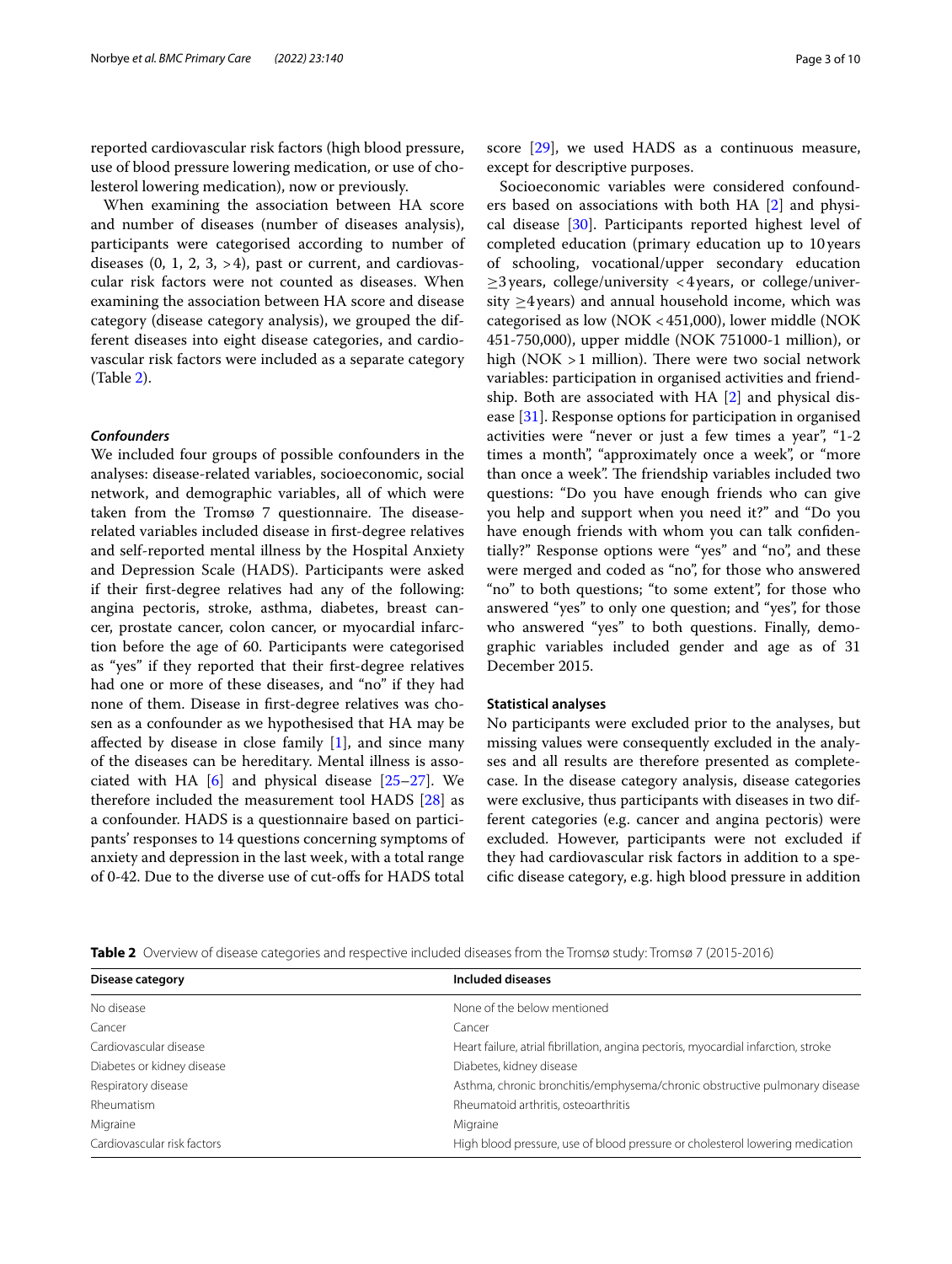reported cardiovascular risk factors (high blood pressure, use of blood pressure lowering medication, or use of cholesterol lowering medication), now or previously.

When examining the association between HA score and number of diseases (number of diseases analysis), participants were categorised according to number of diseases (0, 1, 2, 3, >4), past or current, and cardiovascular risk factors were not counted as diseases. When examining the association between HA score and disease category (disease category analysis), we grouped the different diseases into eight disease categories, and cardiovascular risk factors were included as a separate category (Table 2).

### *Confounders*

We included four groups of possible confounders in the analyses: disease-related variables, socioeconomic, social network, and demographic variables, all of which were taken from the Tromsø 7 questionnaire. The disease-related variables included disease in first-degree relatives and self-reported mental illness by the Hospital Anxiety and Depression Scale (HADS). Participants were asked if their first-degree relatives had any of the following: angina pectoris, stroke, asthma, diabetes, breast cancer, prostate cancer, colon cancer, or myocardial infarction before the age of 60. Participants were categorised as "yes" if they reported that their first-degree relatives had one or more of these diseases, and "no" if they had none of them. Disease in first-degree relatives was chosen as a confounder as we hypothesised that HA may be affected by disease in close family [1], and since many of the diseases can be hereditary. Mental illness is associated with HA [6] and physical disease [25–27]. We therefore included the measurement tool HADS [28] as a confounder. HADS is a questionnaire based on participants' responses to 14 questions concerning symptoms of anxiety and depression in the last week, with a total range of 0-42. Due to the diverse use of cut-offs for HADS total score [29], we used HADS as a continuous measure, except for descriptive purposes.

Socioeconomic variables were considered confounders based on associations with both HA [2] and physical disease [30]. Participants reported highest level of completed education (primary education up to 10 years of schooling, vocational/upper secondary education ≥3 years, college/university <4 years, or college/university ≥4 years) and annual household income, which was categorised as low (NOK <451,000), lower middle (NOK 451-750,000), upper middle (NOK 751000-1 million), or high (NOK >1 million). There were two social network variables: participation in organised activities and friendship. Both are associated with HA [2] and physical disease [31]. Response options for participation in organised activities were "never or just a few times a year", "1-2 times a month", "approximately once a week", or "more than once a week". The friendship variables included two questions: "Do you have enough friends who can give you help and support when you need it?" and "Do you have enough friends with whom you can talk confidentially?" Response options were "yes" and "no", and these were merged and coded as "no", for those who answered "no" to both questions; "to some extent", for those who answered "yes" to only one question; and "yes", for those who answered "yes" to both questions. Finally, demographic variables included gender and age as of 31 December 2015.

### Statistical analyses

No participants were excluded prior to the analyses, but missing values were consequently excluded in the analyses and all results are therefore presented as complete-case. In the disease category analysis, disease categories were exclusive, thus participants with diseases in two different categories (e.g. cancer and angina pectoris) were excluded. However, participants were not excluded if they had cardiovascular risk factors in addition to a specific disease category, e.g. high blood pressure in addition

**Table 2** Overview of disease categories and respective included diseases from the Tromsø study: Tromsø 7 (2015-2016)

| Disease category | Included diseases |
|---|---|
| No disease | None of the below mentioned |
| Cancer | Cancer |
| Cardiovascular disease | Heart failure, atrial fibrillation, angina pectoris, myocardial infarction, stroke |
| Diabetes or kidney disease | Diabetes, kidney disease |
| Respiratory disease | Asthma, chronic bronchitis/emphysema/chronic obstructive pulmonary disease |
| Rheumatism | Rheumatoid arthritis, osteoarthritis |
| Migraine | Migraine |
| Cardiovascular risk factors | High blood pressure, use of blood pressure or cholesterol lowering medication |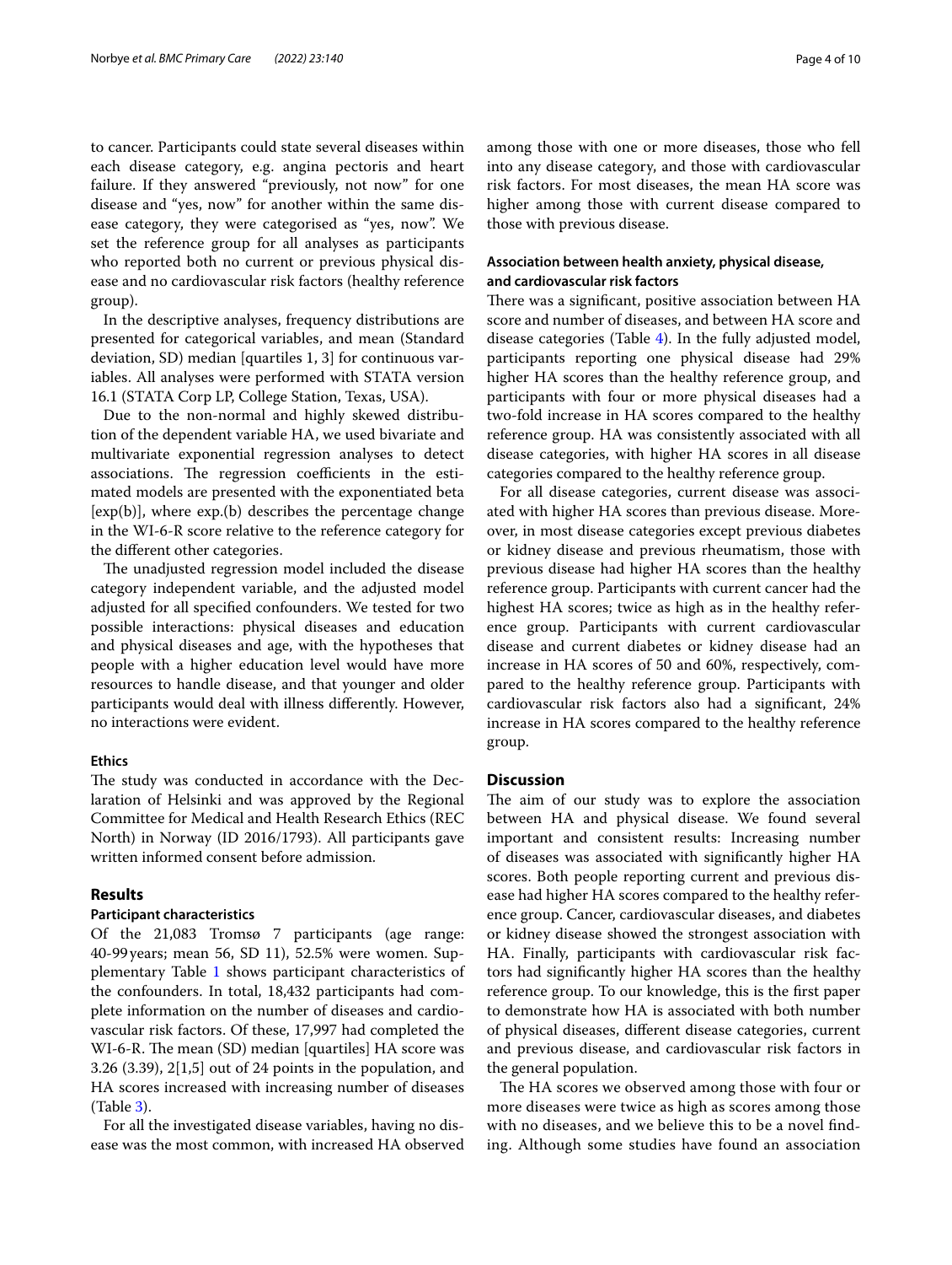to cancer. Participants could state several diseases within each disease category, e.g. angina pectoris and heart failure. If they answered "previously, not now" for one disease and "yes, now" for another within the same disease category, they were categorised as "yes, now". We set the reference group for all analyses as participants who reported both no current or previous physical disease and no cardiovascular risk factors (healthy reference group).

In the descriptive analyses, frequency distributions are presented for categorical variables, and mean (Standard deviation, SD) median [quartiles 1, 3] for continuous variables. All analyses were performed with STATA version 16.1 (STATA Corp LP, College Station, Texas, USA).

Due to the non-normal and highly skewed distribution of the dependent variable HA, we used bivariate and multivariate exponential regression analyses to detect associations. The regression coefficients in the estimated models are presented with the exponentiated beta [exp(b)], where exp.(b) describes the percentage change in the WI-6-R score relative to the reference category for the different other categories.

The unadjusted regression model included the disease category independent variable, and the adjusted model adjusted for all specified confounders. We tested for two possible interactions: physical diseases and education and physical diseases and age, with the hypotheses that people with a higher education level would have more resources to handle disease, and that younger and older participants would deal with illness differently. However, no interactions were evident.

### Ethics

The study was conducted in accordance with the Declaration of Helsinki and was approved by the Regional Committee for Medical and Health Research Ethics (REC North) in Norway (ID 2016/1793). All participants gave written informed consent before admission.

## Results

### Participant characteristics

Of the 21,083 Tromsø 7 participants (age range: 40-99 years; mean 56, SD 11), 52.5% were women. Supplementary Table 1 shows participant characteristics of the confounders. In total, 18,432 participants had complete information on the number of diseases and cardiovascular risk factors. Of these, 17,997 had completed the WI-6-R. The mean (SD) median [quartiles] HA score was 3.26 (3.39), 2[1,5] out of 24 points in the population, and HA scores increased with increasing number of diseases (Table 3).

For all the investigated disease variables, having no disease was the most common, with increased HA observed among those with one or more diseases, those who fell into any disease category, and those with cardiovascular risk factors. For most diseases, the mean HA score was higher among those with current disease compared to those with previous disease.

### Association between health anxiety, physical disease, and cardiovascular risk factors

There was a significant, positive association between HA score and number of diseases, and between HA score and disease categories (Table 4). In the fully adjusted model, participants reporting one physical disease had 29% higher HA scores than the healthy reference group, and participants with four or more physical diseases had a two-fold increase in HA scores compared to the healthy reference group. HA was consistently associated with all disease categories, with higher HA scores in all disease categories compared to the healthy reference group.

For all disease categories, current disease was associated with higher HA scores than previous disease. Moreover, in most disease categories except previous diabetes or kidney disease and previous rheumatism, those with previous disease had higher HA scores than the healthy reference group. Participants with current cancer had the highest HA scores; twice as high as in the healthy reference group. Participants with current cardiovascular disease and current diabetes or kidney disease had an increase in HA scores of 50 and 60%, respectively, compared to the healthy reference group. Participants with cardiovascular risk factors also had a significant, 24% increase in HA scores compared to the healthy reference group.

## Discussion

The aim of our study was to explore the association between HA and physical disease. We found several important and consistent results: Increasing number of diseases was associated with significantly higher HA scores. Both people reporting current and previous disease had higher HA scores compared to the healthy reference group. Cancer, cardiovascular diseases, and diabetes or kidney disease showed the strongest association with HA. Finally, participants with cardiovascular risk factors had significantly higher HA scores than the healthy reference group. To our knowledge, this is the first paper to demonstrate how HA is associated with both number of physical diseases, different disease categories, current and previous disease, and cardiovascular risk factors in the general population.

The HA scores we observed among those with four or more diseases were twice as high as scores among those with no diseases, and we believe this to be a novel finding. Although some studies have found an association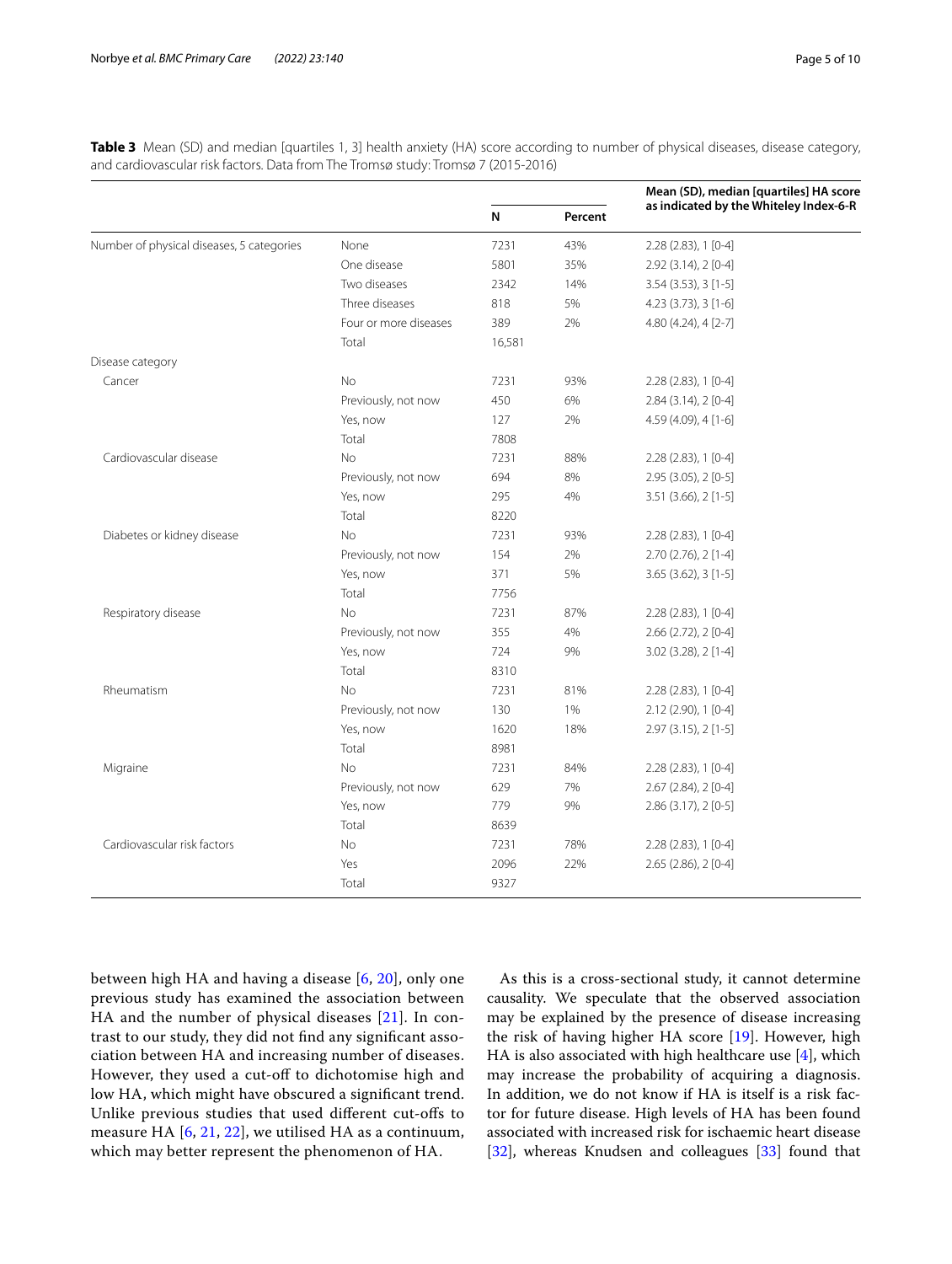**Table 3** Mean (SD) and median [quartiles 1, 3] health anxiety (HA) score according to number of physical diseases, disease category, and cardiovascular risk factors. Data from The Tromsø study: Tromsø 7 (2015-2016)

| | | N | Percent | Mean (SD), median [quartiles] HA score as indicated by the Whiteley Index-6-R |
|---|---|---|---|---|
| Number of physical diseases, 5 categories | None | 7231 | 43% | 2.28 (2.83), 1 [0-4] |
| | One disease | 5801 | 35% | 2.92 (3.14), 2 [0-4] |
| | Two diseases | 2342 | 14% | 3.54 (3.53), 3 [1-5] |
| | Three diseases | 818 | 5% | 4.23 (3.73), 3 [1-6] |
| | Four or more diseases | 389 | 2% | 4.80 (4.24), 4 [2-7] |
| | Total | 16,581 | | |
| Disease category | | | | |
| Cancer | No | 7231 | 93% | 2.28 (2.83), 1 [0-4] |
| | Previously, not now | 450 | 6% | 2.84 (3.14), 2 [0-4] |
| | Yes, now | 127 | 2% | 4.59 (4.09), 4 [1-6] |
| | Total | 7808 | | |
| Cardiovascular disease | No | 7231 | 88% | 2.28 (2.83), 1 [0-4] |
| | Previously, not now | 694 | 8% | 2.95 (3.05), 2 [0-5] |
| | Yes, now | 295 | 4% | 3.51 (3.66), 2 [1-5] |
| | Total | 8220 | | |
| Diabetes or kidney disease | No | 7231 | 93% | 2.28 (2.83), 1 [0-4] |
| | Previously, not now | 154 | 2% | 2.70 (2.76), 2 [1-4] |
| | Yes, now | 371 | 5% | 3.65 (3.62), 3 [1-5] |
| | Total | 7756 | | |
| Respiratory disease | No | 7231 | 87% | 2.28 (2.83), 1 [0-4] |
| | Previously, not now | 355 | 4% | 2.66 (2.72), 2 [0-4] |
| | Yes, now | 724 | 9% | 3.02 (3.28), 2 [1-4] |
| | Total | 8310 | | |
| Rheumatism | No | 7231 | 81% | 2.28 (2.83), 1 [0-4] |
| | Previously, not now | 130 | 1% | 2.12 (2.90), 1 [0-4] |
| | Yes, now | 1620 | 18% | 2.97 (3.15), 2 [1-5] |
| | Total | 8981 | | |
| Migraine | No | 7231 | 84% | 2.28 (2.83), 1 [0-4] |
| | Previously, not now | 629 | 7% | 2.67 (2.84), 2 [0-4] |
| | Yes, now | 779 | 9% | 2.86 (3.17), 2 [0-5] |
| | Total | 8639 | | |
| Cardiovascular risk factors | No | 7231 | 78% | 2.28 (2.83), 1 [0-4] |
| | Yes | 2096 | 22% | 2.65 (2.86), 2 [0-4] |
| | Total | 9327 | | |

between high HA and having a disease [6, 20], only one previous study has examined the association between HA and the number of physical diseases [21]. In contrast to our study, they did not find any significant association between HA and increasing number of diseases. However, they used a cut-off to dichotomise high and low HA, which might have obscured a significant trend. Unlike previous studies that used different cut-offs to measure HA [6, 21, 22], we utilised HA as a continuum, which may better represent the phenomenon of HA.

As this is a cross-sectional study, it cannot determine causality. We speculate that the observed association may be explained by the presence of disease increasing the risk of having higher HA score [19]. However, high HA is also associated with high healthcare use [4], which may increase the probability of acquiring a diagnosis. In addition, we do not know if HA is itself is a risk factor for future disease. High levels of HA has been found associated with increased risk for ischaemic heart disease [32], whereas Knudsen and colleagues [33] found that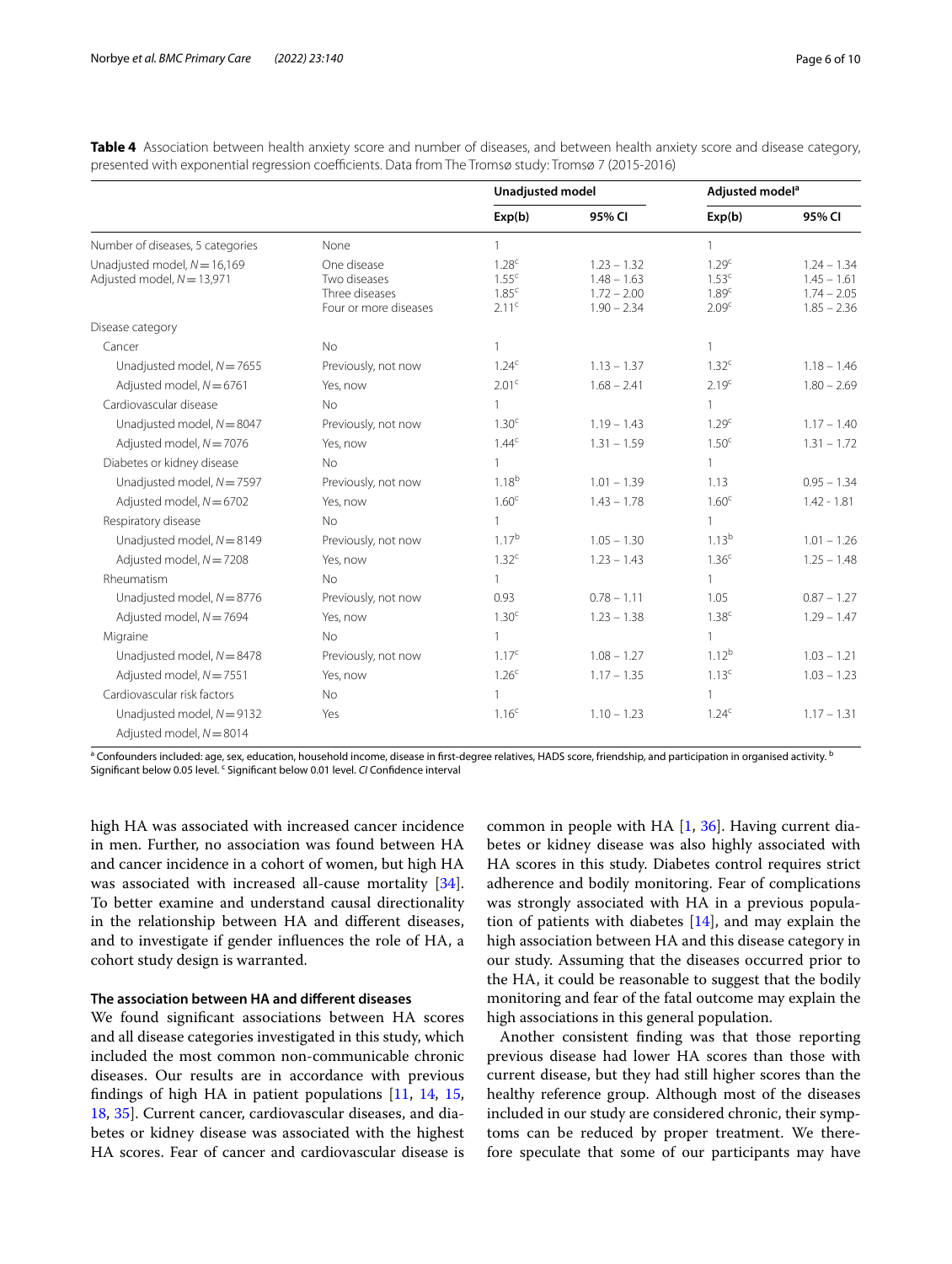**Table 4** Association between health anxiety score and number of diseases, and between health anxiety score and disease category, presented with exponential regression coefficients. Data from The Tromsø study: Tromsø 7 (2015-2016)

| | | Unadjusted model | | Adjusted model[a] | |
|---|---|---|---|---|---|
| | | Exp(b) | 95% CI | Exp(b) | 95% CI |
| Number of diseases, 5 categories | None | 1 | | 1 | |
| Unadjusted model, $N = 16,169$ | One disease | 1.28[c] | 1.23 – 1.32 | 1.29[c] | 1.24 – 1.34 |
| Adjusted model, $N = 13,971$ | Two diseases | 1.55[c] | 1.48 – 1.63 | 1.53[c] | 1.45 – 1.61 |
| | Three diseases | 1.85[c] | 1.72 – 2.00 | 1.89[c] | 1.74 – 2.05 |
| | Four or more diseases | 2.11[c] | 1.90 – 2.34 | 2.09[c] | 1.85 – 2.36 |
| Disease category | | | | | |
| Cancer | No | 1 | | 1 | |
| Unadjusted model, $N = 7655$ | Previously, not now | 1.24[c] | 1.13 – 1.37 | 1.32[c] | 1.18 – 1.46 |
| Adjusted model, $N = 6761$ | Yes, now | 2.01[c] | 1.68 – 2.41 | 2.19[c] | 1.80 – 2.69 |
| Cardiovascular disease | No | 1 | | 1 | |
| Unadjusted model, $N = 8047$ | Previously, not now | 1.30[c] | 1.19 – 1.43 | 1.29[c] | 1.17 – 1.40 |
| Adjusted model, $N = 7076$ | Yes, now | 1.44[c] | 1.31 – 1.59 | 1.50[c] | 1.31 – 1.72 |
| Diabetes or kidney disease | No | 1 | | 1 | |
| Unadjusted model, $N = 7597$ | Previously, not now | 1.18[b] | 1.01 – 1.39 | 1.13 | 0.95 – 1.34 |
| Adjusted model, $N = 6702$ | Yes, now | 1.60[c] | 1.43 – 1.78 | 1.60[c] | 1.42 - 1.81 |
| Respiratory disease | No | 1 | | 1 | |
| Unadjusted model, $N = 8149$ | Previously, not now | 1.17[b] | 1.05 – 1.30 | 1.13[b] | 1.01 – 1.26 |
| Adjusted model, $N = 7208$ | Yes, now | 1.32[c] | 1.23 – 1.43 | 1.36[c] | 1.25 – 1.48 |
| Rheumatism | No | 1 | | 1 | |
| Unadjusted model, $N = 8776$ | Previously, not now | 0.93 | 0.78 – 1.11 | 1.05 | 0.87 – 1.27 |
| Adjusted model, $N = 7694$ | Yes, now | 1.30[c] | 1.23 – 1.38 | 1.38[c] | 1.29 – 1.47 |
| Migraine | No | 1 | | 1 | |
| Unadjusted model, $N = 8478$ | Previously, not now | 1.17[c] | 1.08 – 1.27 | 1.12[b] | 1.03 – 1.21 |
| Adjusted model, $N = 7551$ | Yes, now | 1.26[c] | 1.17 – 1.35 | 1.13[c] | 1.03 – 1.23 |
| Cardiovascular risk factors | No | 1 | | 1 | |
| Unadjusted model, $N = 9132$ | Yes | 1.16[c] | 1.10 – 1.23 | 1.24[c] | 1.17 – 1.31 |
| Adjusted model, $N = 8014$ | | | | | |

[a] Confounders included: age, sex, education, household income, disease in first-degree relatives, HADS score, friendship, and participation in organised activity. [b] Significant below 0.05 level. [c] Significant below 0.01 level. *CI* Confidence interval

high HA was associated with increased cancer incidence in men. Further, no association was found between HA and cancer incidence in a cohort of women, but high HA was associated with increased all-cause mortality [34]. To better examine and understand causal directionality in the relationship between HA and different diseases, and to investigate if gender influences the role of HA, a cohort study design is warranted.

### The association between HA and different diseases

We found significant associations between HA scores and all disease categories investigated in this study, which included the most common non-communicable chronic diseases. Our results are in accordance with previous findings of high HA in patient populations [11, 14, 15, 18, 35]. Current cancer, cardiovascular diseases, and diabetes or kidney disease was associated with the highest HA scores. Fear of cancer and cardiovascular disease is common in people with HA [1, 36]. Having current diabetes or kidney disease was also highly associated with HA scores in this study. Diabetes control requires strict adherence and bodily monitoring. Fear of complications was strongly associated with HA in a previous population of patients with diabetes [14], and may explain the high association between HA and this disease category in our study. Assuming that the diseases occurred prior to the HA, it could be reasonable to suggest that the bodily monitoring and fear of the fatal outcome may explain the high associations in this general population.

Another consistent finding was that those reporting previous disease had lower HA scores than those with current disease, but they had still higher scores than the healthy reference group. Although most of the diseases included in our study are considered chronic, their symptoms can be reduced by proper treatment. We therefore speculate that some of our participants may have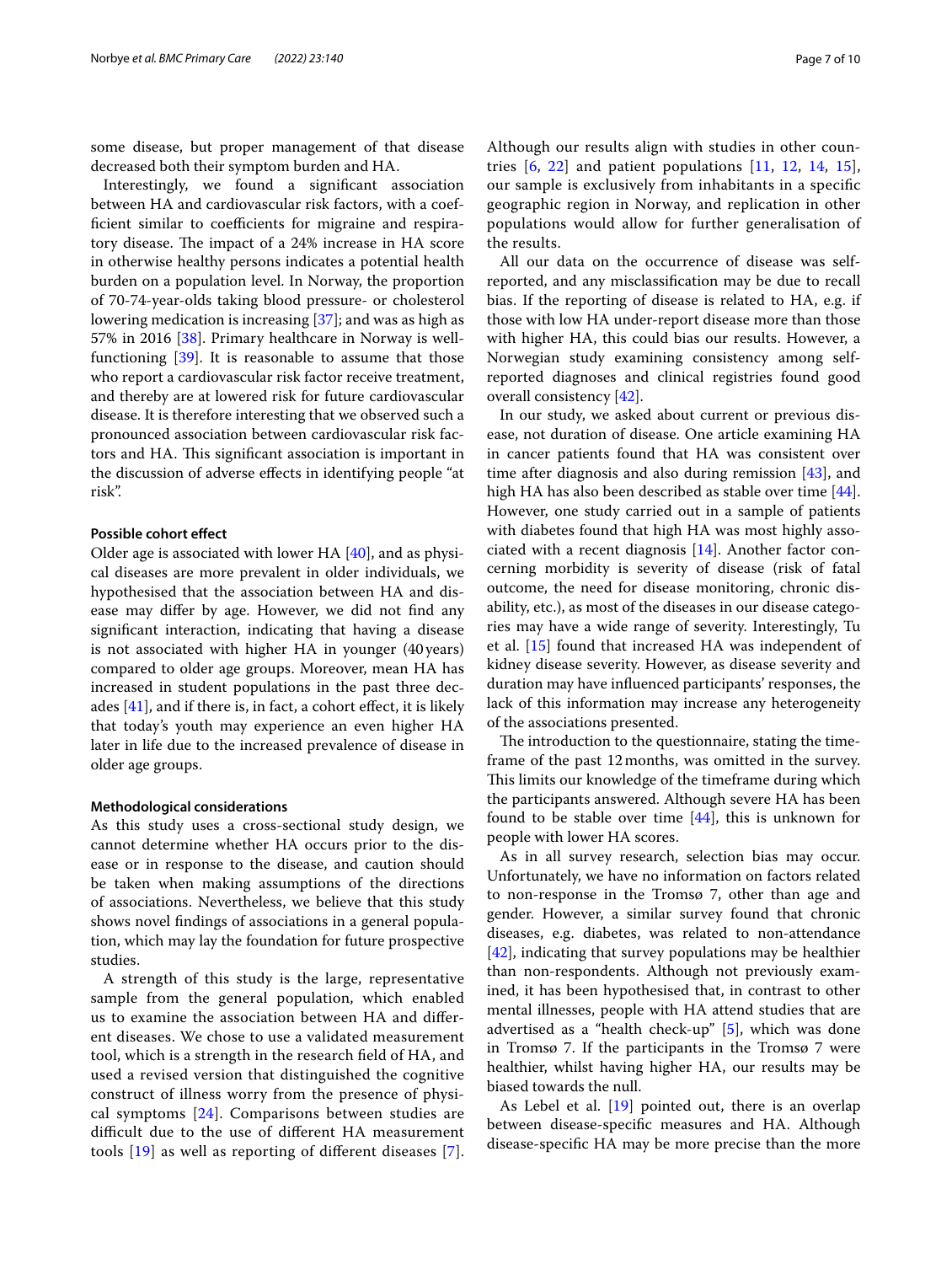some disease, but proper management of that disease decreased both their symptom burden and HA.

Interestingly, we found a significant association between HA and cardiovascular risk factors, with a coefficient similar to coefficients for migraine and respiratory disease. The impact of a 24% increase in HA score in otherwise healthy persons indicates a potential health burden on a population level. In Norway, the proportion of 70-74-year-olds taking blood pressure- or cholesterol lowering medication is increasing [37]; and was as high as 57% in 2016 [38]. Primary healthcare in Norway is well-functioning [39]. It is reasonable to assume that those who report a cardiovascular risk factor receive treatment, and thereby are at lowered risk for future cardiovascular disease. It is therefore interesting that we observed such a pronounced association between cardiovascular risk factors and HA. This significant association is important in the discussion of adverse effects in identifying people "at risk".

#### Possible cohort effect

Older age is associated with lower HA [40], and as physical diseases are more prevalent in older individuals, we hypothesised that the association between HA and disease may differ by age. However, we did not find any significant interaction, indicating that having a disease is not associated with higher HA in younger (40 years) compared to older age groups. Moreover, mean HA has increased in student populations in the past three decades [41], and if there is, in fact, a cohort effect, it is likely that today's youth may experience an even higher HA later in life due to the increased prevalence of disease in older age groups.

#### Methodological considerations

As this study uses a cross-sectional study design, we cannot determine whether HA occurs prior to the disease or in response to the disease, and caution should be taken when making assumptions of the directions of associations. Nevertheless, we believe that this study shows novel findings of associations in a general population, which may lay the foundation for future prospective studies.

A strength of this study is the large, representative sample from the general population, which enabled us to examine the association between HA and different diseases. We chose to use a validated measurement tool, which is a strength in the research field of HA, and used a revised version that distinguished the cognitive construct of illness worry from the presence of physical symptoms [24]. Comparisons between studies are difficult due to the use of different HA measurement tools [19] as well as reporting of different diseases [7]. Although our results align with studies in other countries [6, 22] and patient populations [11, 12, 14, 15], our sample is exclusively from inhabitants in a specific geographic region in Norway, and replication in other populations would allow for further generalisation of the results.

All our data on the occurrence of disease was self-reported, and any misclassification may be due to recall bias. If the reporting of disease is related to HA, e.g. if those with low HA under-report disease more than those with higher HA, this could bias our results. However, a Norwegian study examining consistency among self-reported diagnoses and clinical registries found good overall consistency [42].

In our study, we asked about current or previous disease, not duration of disease. One article examining HA in cancer patients found that HA was consistent over time after diagnosis and also during remission [43], and high HA has also been described as stable over time [44]. However, one study carried out in a sample of patients with diabetes found that high HA was most highly associated with a recent diagnosis [14]. Another factor concerning morbidity is severity of disease (risk of fatal outcome, the need for disease monitoring, chronic disability, etc.), as most of the diseases in our disease categories may have a wide range of severity. Interestingly, Tu et al. [15] found that increased HA was independent of kidney disease severity. However, as disease severity and duration may have influenced participants' responses, the lack of this information may increase any heterogeneity of the associations presented.

The introduction to the questionnaire, stating the timeframe of the past 12 months, was omitted in the survey. This limits our knowledge of the timeframe during which the participants answered. Although severe HA has been found to be stable over time [44], this is unknown for people with lower HA scores.

As in all survey research, selection bias may occur. Unfortunately, we have no information on factors related to non-response in the Tromsø 7, other than age and gender. However, a similar survey found that chronic diseases, e.g. diabetes, was related to non-attendance [42], indicating that survey populations may be healthier than non-respondents. Although not previously examined, it has been hypothesised that, in contrast to other mental illnesses, people with HA attend studies that are advertised as a "health check-up" [5], which was done in Tromsø 7. If the participants in the Tromsø 7 were healthier, whilst having higher HA, our results may be biased towards the null.

As Lebel et al. [19] pointed out, there is an overlap between disease-specific measures and HA. Although disease-specific HA may be more precise than the more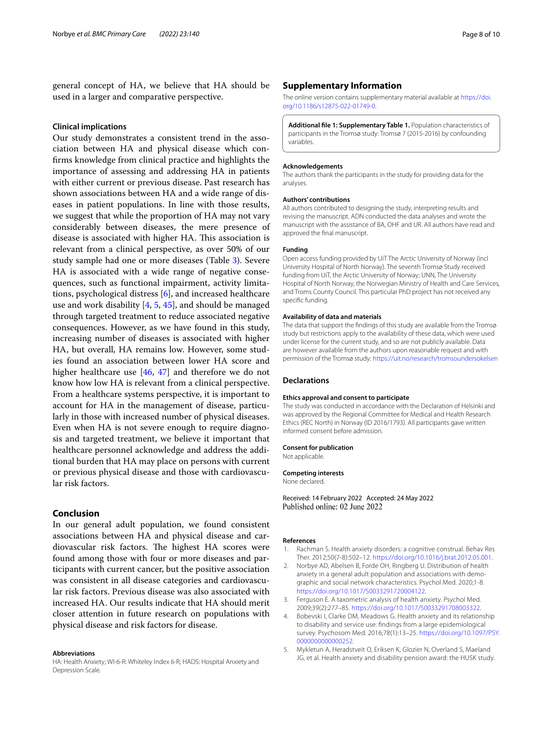general concept of HA, we believe that HA should be used in a larger and comparative perspective.

### Clinical implications

Our study demonstrates a consistent trend in the association between HA and physical disease which confirms knowledge from clinical practice and highlights the importance of assessing and addressing HA in patients with either current or previous disease. Past research has shown associations between HA and a wide range of diseases in patient populations. In line with those results, we suggest that while the proportion of HA may not vary considerably between diseases, the mere presence of disease is associated with higher HA. This association is relevant from a clinical perspective, as over 50% of our study sample had one or more diseases (Table 3). Severe HA is associated with a wide range of negative consequences, such as functional impairment, activity limitations, psychological distress [6], and increased healthcare use and work disability [4, 5, 45], and should be managed through targeted treatment to reduce associated negative consequences. However, as we have found in this study, increasing number of diseases is associated with higher HA, but overall, HA remains low. However, some studies found an association between lower HA score and higher healthcare use [46, 47] and therefore we do not know how low HA is relevant from a clinical perspective. From a healthcare systems perspective, it is important to account for HA in the management of disease, particularly in those with increased number of physical diseases. Even when HA is not severe enough to require diagnosis and targeted treatment, we believe it important that healthcare personnel acknowledge and address the additional burden that HA may place on persons with current or previous physical disease and those with cardiovascular risk factors.

## Conclusion

In our general adult population, we found consistent associations between HA and physical disease and cardiovascular risk factors. The highest HA scores were found among those with four or more diseases and participants with current cancer, but the positive association was consistent in all disease categories and cardiovascular risk factors. Previous disease was also associated with increased HA. Our results indicate that HA should merit closer attention in future research on populations with physical disease and risk factors for disease.

#### Abbreviations

HA: Health Anxiety; WI-6-R: Whiteley Index 6-R; HADS: Hospital Anxiety and Depression Scale.

## Supplementary Information

The online version contains supplementary material available at https://doi.org/10.1186/s12875-022-01749-0.

**Additional file 1: Supplementary Table 1.** Population characteristics of participants in the Tromsø study: Tromsø 7 (2015-2016) by confounding variables.

#### Acknowledgements

The authors thank the participants in the study for providing data for the analyses.

#### Authors' contributions

All authors contributed to designing the study, interpreting results and revising the manuscript. ADN conducted the data analyses and wrote the manuscript with the assistance of BA, OHF and UR. All authors have read and approved the final manuscript.

#### Funding

Open access funding provided by UiT The Arctic University of Norway (incl University Hospital of North Norway). The seventh Tromsø Study received funding from UiT, the Arctic University of Norway; UNN, The University Hospital of North Norway, the Norwegian Ministry of Health and Care Services, and Troms County Council. This particular PhD project has not received any specific funding.

#### Availability of data and materials

The data that support the findings of this study are available from the Tromsø study but restrictions apply to the availability of these data, which were used under license for the current study, and so are not publicly available. Data are however available from the authors upon reasonable request and with permission of the Tromsø study: https://uit.no/research/tromsoundersokelsen

## Declarations

#### Ethics approval and consent to participate

The study was conducted in accordance with the Declaration of Helsinki and was approved by the Regional Committee for Medical and Health Research Ethics (REC North) in Norway (ID 2016/1793). All participants gave written informed consent before admission.

#### Consent for publication

Not applicable.

#### Competing interests

None declared.

Received: 14 February 2022 Accepted: 24 May 2022
Published online: 02 June 2022

#### References

1. Rachman S. Health anxiety disorders: a cognitive construal. Behav Res Ther. 2012;50(7-8):502–12. https://doi.org/10.1016/j.brat.2012.05.001.
2. Norbye AD, Abelsen B, Forde OH, Ringberg U. Distribution of health anxiety in a general adult population and associations with demographic and social network characteristics. Psychol Med. 2020;1-8. https://doi.org/10.1017/S0033291720004122.
3. Ferguson E. A taxometric analysis of health anxiety. Psychol Med. 2009;39(2):277–85. https://doi.org/10.1017/S0033291708003322.
4. Bobevski I, Clarke DM, Meadows G. Health anxiety and its relationship to disability and service use: findings from a large epidemiological survey. Psychosom Med. 2016;78(1):13–25. https://doi.org/10.1097/PSY.0000000000000252.
5. Mykletun A, Heradstveit O, Eriksen K, Glozier N, Overland S, Maeland JG, et al. Health anxiety and disability pension award: the HUSK study.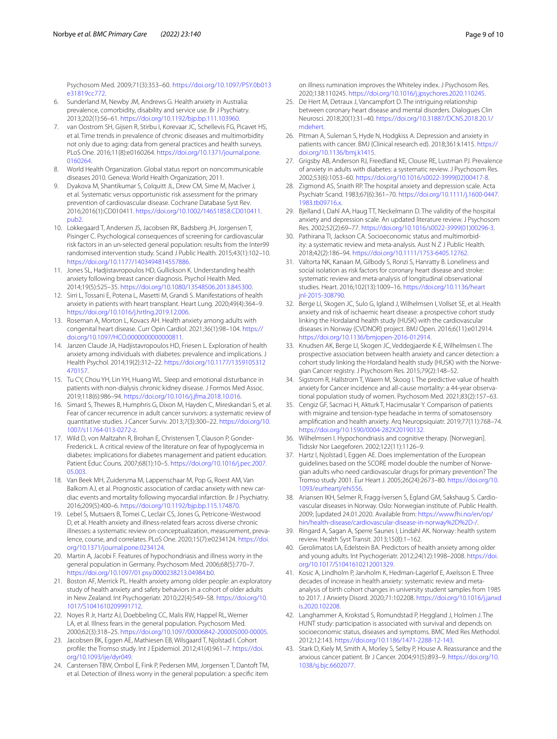Psychosom Med. 2009;71(3):353–60. https://doi.org/10.1097/PSY.0b013e31819cc772.

6. Sunderland M, Newby JM, Andrews G. Health anxiety in Australia: prevalence, comorbidity, disability and service use. Br J Psychiatry. 2013;202(1):56–61. https://doi.org/10.1192/bjp.bp.111.103960.
7. van Oostrom SH, Gijsen R, Stirbu I, Korevaar JC, Schellevis FG, Picavet HS, et al. Time trends in prevalence of chronic diseases and multimorbidity not only due to aging: data from general practices and health surveys. PLoS One. 2016;11(8):e0160264. https://doi.org/10.1371/journal.pone.0160264.
8. World Health Organization. Global status report on noncommunicable diseases 2010. Geneva: World Health Organization; 2011.
9. Dyakova M, Shantikumar S, Colquitt JL, Drew CM, Sime M, MacIver J, et al. Systematic versus opportunistic risk assessment for the primary prevention of cardiovascular disease. Cochrane Database Syst Rev. 2016;2016(1):CD010411. https://doi.org/10.1002/14651858.CD010411.pub2.
10. Lokkegaard T, Andersen JS, Jacobsen RK, Badsberg JH, Jorgensen T, Pisinger C. Psychological consequences of screening for cardiovascular risk factors in an un-selected general population: results from the Inter99 randomised intervention study. Scand J Public Health. 2015;43(1):102–10. https://doi.org/10.1177/1403494814557886.
11. Jones SL, Hadjistavropoulos HD, Gullickson K. Understanding health anxiety following breast cancer diagnosis. Psychol Health Med. 2014;19(5):525–35. https://doi.org/10.1080/13548506.2013.845300.
12. Sirri L, Tossani E, Potena L, Masetti M, Grandi S. Manifestations of health anxiety in patients with heart transplant. Heart Lung. 2020;49(4):364–9. https://doi.org/10.1016/j.hrtlng.2019.12.006.
13. Roseman A, Morton L, Kovacs AH. Health anxiety among adults with congenital heart disease. Curr Opin Cardiol. 2021;36(1):98–104. https://doi.org/10.1097/HCO.0000000000000811.
14. Janzen Claude JA, Hadjistavropoulos HD, Friesen L. Exploration of health anxiety among individuals with diabetes: prevalence and implications. J Health Psychol. 2014;19(2):312–22. https://doi.org/10.1177/1359105312470157.
15. Tu CY, Chou YH, Lin YH, Huang WL. Sleep and emotional disturbance in patients with non-dialysis chronic kidney disease. J Formos Med Assoc. 2019;118(6):986–94. https://doi.org/10.1016/j.jfma.2018.10.016.
16. Simard S, Thewes B, Humphris G, Dixon M, Hayden C, Mireskandari S, et al. Fear of cancer recurrence in adult cancer survivors: a systematic review of quantitative studies. J Cancer Surviv. 2013;7(3):300–22. https://doi.org/10.1007/s11764-013-0272-z.
17. Wild D, von Maltzahn R, Brohan E, Christensen T, Clauson P, Gonder-Frederick L. A critical review of the literature on fear of hypoglycemia in diabetes: implications for diabetes management and patient education. Patient Educ Couns. 2007;68(1):10–5. https://doi.org/10.1016/j.pec.2007.05.003.
18. Van Beek MH, Zuidersma M, Lappenschaar M, Pop G, Roest AM, Van Balkom AJ, et al. Prognostic association of cardiac anxiety with new cardiac events and mortality following myocardial infarction. Br J Psychiatry. 2016;209(5):400–6. https://doi.org/10.1192/bjp.bp.115.174870.
19. Lebel S, Mutsaers B, Tomei C, Leclair CS, Jones G, Petricone-Westwood D, et al. Health anxiety and illness-related fears across diverse chronic illnesses: a systematic review on conceptualization, measurement, prevalence, course, and correlates. PLoS One. 2020;15(7):e0234124. https://doi.org/10.1371/journal.pone.0234124.
20. Martin A, Jacobi F. Features of hypochondriasis and illness worry in the general population in Germany. Psychosom Med. 2006;68(5):770–7. https://doi.org/10.1097/01.psy.0000238213.04984.b0.
21. Boston AF, Merrick PL. Health anxiety among older people: an exploratory study of health anxiety and safety behaviors in a cohort of older adults in New Zealand. Int Psychogeriatr. 2010;22(4):549–58. https://doi.org/10.1017/S1041610209991712.
22. Noyes R Jr, Hartz AJ, Doebbeling CC, Malis RW, Happel RL, Werner LA, et al. Illness fears in the general population. Psychosom Med. 2000;62(3):318–25. https://doi.org/10.1097/00006842-200005000-00005.
23. Jacobsen BK, Eggen AE, Mathiesen EB, Wilsgaard T, Njolstad I. Cohort profile: the Tromso study. Int J Epidemiol. 2012;41(4):961–7. https://doi.org/10.1093/ije/dyr049.
24. Carstensen TBW, Ornbol E, Fink P, Pedersen MM, Jorgensen T, Dantoft TM, et al. Detection of illness worry in the general population: a specific item on illness rumination improves the Whiteley index. J Psychosom Res. 2020;138:110245. https://doi.org/10.1016/j.jpsychores.2020.110245.
25. De Hert M, Detraux J, Vancampfort D. The intriguing relationship between coronary heart disease and mental disorders. Dialogues Clin Neurosci. 2018;20(1):31–40. https://doi.org/10.31887/DCNS.2018.20.1/mdehert.
26. Pitman A, Suleman S, Hyde N, Hodgkiss A. Depression and anxiety in patients with cancer. BMJ (Clinical research ed). 2018;361:k1415. https://doi.org/10.1136/bmj.k1415.
27. Grigsby AB, Anderson RJ, Freedland KE, Clouse RE, Lustman PJ. Prevalence of anxiety in adults with diabetes: a systematic review. J Psychosom Res. 2002;53(6):1053–60. https://doi.org/10.1016/s0022-3999(02)00417-8.
28. Zigmond AS, Snaith RP. The hospital anxiety and depression scale. Acta Psychiatr Scand. 1983;67(6):361–70. https://doi.org/10.1111/j.1600-0447.1983.tb09716.x.
29. Bjelland I, Dahl AA, Haug TT, Neckelmann D. The validity of the hospital anxiety and depression scale. An updated literature review. J Psychosom Res. 2002;52(2):69–77. https://doi.org/10.1016/s0022-3999(01)00296-3.
30. Pathirana TI, Jackson CA. Socioeconomic status and multimorbidity: a systematic review and meta-analysis. Aust N Z J Public Health. 2018;42(2):186–94. https://doi.org/10.1111/1753-6405.12762.
31. Valtorta NK, Kanaan M, Gilbody S, Ronzi S, Hanratty B. Loneliness and social isolation as risk factors for coronary heart disease and stroke: systematic review and meta-analysis of longitudinal observational studies. Heart. 2016;102(13):1009–16. https://doi.org/10.1136/heartjnl-2015-308790.
32. Berge LI, Skogen JC, Sulo G, Igland J, Wilhelmsen I, Vollset SE, et al. Health anxiety and risk of ischaemic heart disease: a prospective cohort study linking the Hordaland health study (HUSK) with the cardiovascular diseases in Norway (CVDNOR) project. BMJ Open. 2016;6(11):e012914. https://doi.org/10.1136/bmjopen-2016-012914.
33. Knudsen AK, Berge LI, Skogen JC, Veddegjaerde K-E, Wilhelmsen I. The prospective association between health anxiety and cancer detection: a cohort study linking the Hordaland health study (HUSK) with the Norwegian Cancer registry. J Psychosom Res. 2015;79(2):148–52.
34. Sigstrom R, Hallstrom T, Waern M, Skoog I. The predictive value of health anxiety for Cancer incidence and all-cause mortality: a 44-year observational population study of women. Psychosom Med. 2021;83(2):157–63.
35. Cengiz GF, Sacmaci H, Akturk T, Hacimusalar Y. Comparison of patients with migraine and tension-type headache in terms of somatosensory amplification and health anxiety. Arq Neuropsiquiatr. 2019;77(11):768–74. https://doi.org/10.1590/0004-282X20190132.
36. Wilhelmsen I. Hypochondriasis and cognitive therapy. [Norwegian]. Tidsskr Nor Laegeforen. 2002;122(11):1126–9.
37. Hartz I, Njolstad I, Eggen AE. Does implementation of the European guidelines based on the SCORE model double the number of Norwegian adults who need cardiovascular drugs for primary prevention? The Tromso study 2001. Eur Heart J. 2005;26(24):2673–80. https://doi.org/10.1093/eurheartj/ehi556.
38. Ariansen IKH, Selmer R, Fragg-Iversen S, Egland GM, Sakshaug S. Cardiovascular diseases in Norway. Oslo: Norwegian institute of. Public Health. 2009; [updated 24.01.2020. Available from: https://www.fhi.no/en/op/hin/health-disease/cardiovascular-disease-in-norway%2D%2D-/.
39. Ringard A, Sagan A, Sperre Saunes I, Lindahl AK. Norway: health system review. Health Syst Transit. 2013;15(8):1–162.
40. Gerolimatos LA, Edelstein BA. Predictors of health anxiety among older and young adults. Int Psychogeriatr. 2012;24(12):1998–2008. https://doi.org/10.1017/S1041610212001329.
41. Kosic A, Lindholm P, Jarvholm K, Hedman-Lagerlof E, Axelsson E. Three decades of increase in health anxiety: systematic review and meta-analysis of birth cohort changes in university student samples from 1985 to 2017. J Anxiety Disord. 2020;71:102208. https://doi.org/10.1016/j.janxdis.2020.102208.
42. Langhammer A, Krokstad S, Romundstad P, Heggland J, Holmen J. The HUNT study: participation is associated with survival and depends on socioeconomic status, diseases and symptoms. BMC Med Res Methodol. 2012;12:143. https://doi.org/10.1186/1471-2288-12-143.
43. Stark D, Kiely M, Smith A, Morley S, Selby P, House A. Reassurance and the anxious cancer patient. Br J Cancer. 2004;91(5):893–9. https://doi.org/10.1038/sj.bjc.6602077.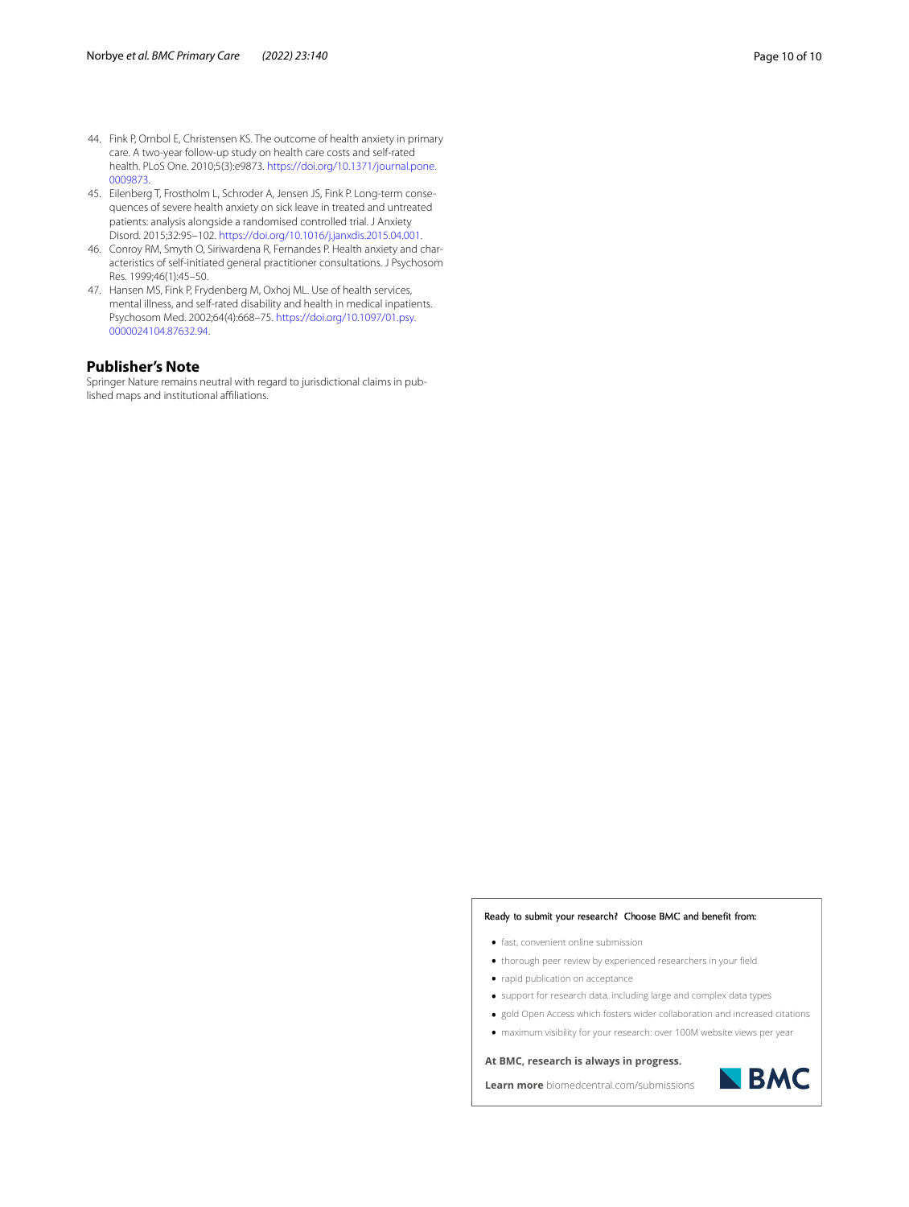44. Fink P, Ornbol E, Christensen KS. The outcome of health anxiety in primary care. A two-year follow-up study on health care costs and self-rated health. PLoS One. 2010;5(3):e9873. https://doi.org/10.1371/journal.pone.0009873.
45. Eilenberg T, Frostholm L, Schroder A, Jensen JS, Fink P. Long-term consequences of severe health anxiety on sick leave in treated and untreated patients: analysis alongside a randomised controlled trial. J Anxiety Disord. 2015;32:95–102. https://doi.org/10.1016/j.janxdis.2015.04.001.
46. Conroy RM, Smyth O, Siriwardena R, Fernandes P. Health anxiety and characteristics of self-initiated general practitioner consultations. J Psychosom Res. 1999;46(1):45–50.
47. Hansen MS, Fink P, Frydenberg M, Oxhoj ML. Use of health services, mental illness, and self-rated disability and health in medical inpatients. Psychosom Med. 2002;64(4):668–75. https://doi.org/10.1097/01.psy.0000024104.87632.94.

## Publisher's Note

Springer Nature remains neutral with regard to jurisdictional claims in published maps and institutional affiliations.

Ready to submit your research? Choose BMC and benefit from:

- fast, convenient online submission
- thorough peer review by experienced researchers in your field
- rapid publication on acceptance
- support for research data, including large and complex data types
- gold Open Access which fosters wider collaboration and increased citations
- maximum visibility for your research: over 100M website views per year

**At BMC, research is always in progress.**

**Learn more** biomedcentral.com/submissions

BMC